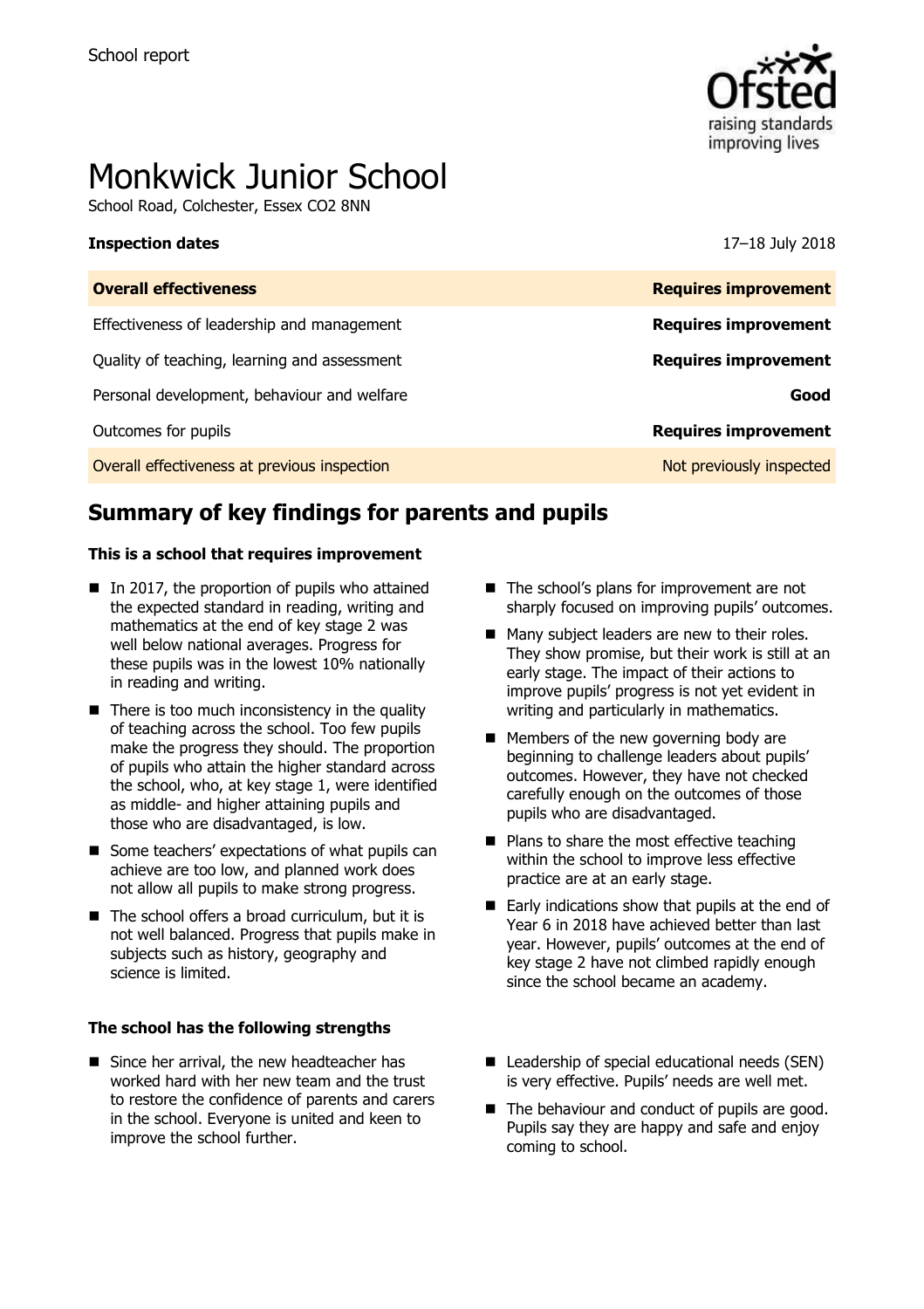School report

# Monkwick Junior School

School Road, Colchester, Essex CO2 8NN

| **Inspection dates** | 17–18 July 2018 |
| --- | --- |
| **Overall effectiveness** | **Requires improvement** |
| Effectiveness of leadership and management | **Requires improvement** |
| Quality of teaching, learning and assessment | **Requires improvement** |
| Personal development, behaviour and welfare | **Good** |
| Outcomes for pupils | **Requires improvement** |
| Overall effectiveness at previous inspection | Not previously inspected |

## Summary of key findings for parents and pupils

**This is a school that requires improvement**

- In 2017, the proportion of pupils who attained the expected standard in reading, writing and mathematics at the end of key stage 2 was well below national averages. Progress for these pupils was in the lowest 10% nationally in reading and writing.
- There is too much inconsistency in the quality of teaching across the school. Too few pupils make the progress they should. The proportion of pupils who attain the higher standard across the school, who, at key stage 1, were identified as middle- and higher attaining pupils and those who are disadvantaged, is low.
- Some teachers' expectations of what pupils can achieve are too low, and planned work does not allow all pupils to make strong progress.
- The school offers a broad curriculum, but it is not well balanced. Progress that pupils make in subjects such as history, geography and science is limited.
- The school's plans for improvement are not sharply focused on improving pupils' outcomes.
- Many subject leaders are new to their roles. They show promise, but their work is still at an early stage. The impact of their actions to improve pupils' progress is not yet evident in writing and particularly in mathematics.
- Members of the new governing body are beginning to challenge leaders about pupils' outcomes. However, they have not checked carefully enough on the outcomes of those pupils who are disadvantaged.
- Plans to share the most effective teaching within the school to improve less effective practice are at an early stage.
- Early indications show that pupils at the end of Year 6 in 2018 have achieved better than last year. However, pupils' outcomes at the end of key stage 2 have not climbed rapidly enough since the school became an academy.

**The school has the following strengths**

- Since her arrival, the new headteacher has worked hard with her new team and the trust to restore the confidence of parents and carers in the school. Everyone is united and keen to improve the school further.
- Leadership of special educational needs (SEN) is very effective. Pupils' needs are well met.
- The behaviour and conduct of pupils are good. Pupils say they are happy and safe and enjoy coming to school.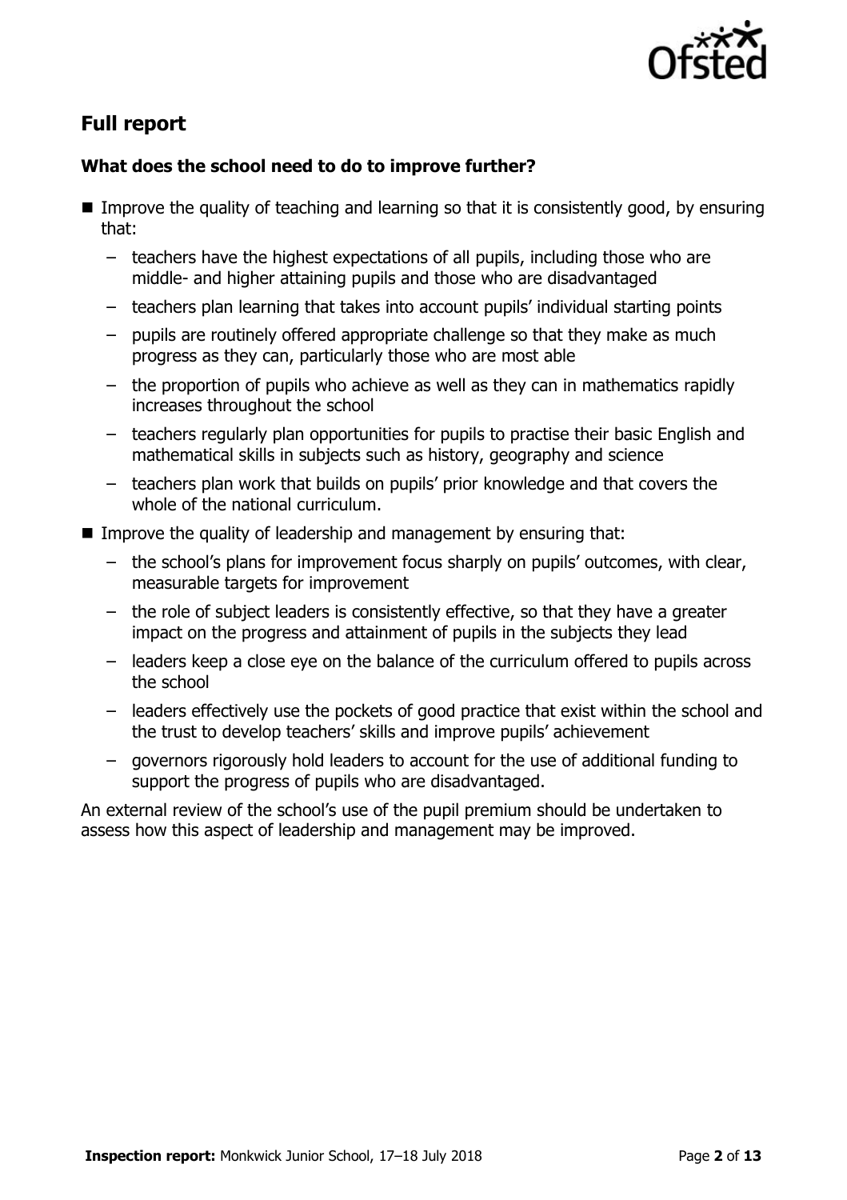## Full report

### What does the school need to do to improve further?

- Improve the quality of teaching and learning so that it is consistently good, by ensuring that:
  - teachers have the highest expectations of all pupils, including those who are middle- and higher attaining pupils and those who are disadvantaged
  - teachers plan learning that takes into account pupils' individual starting points
  - pupils are routinely offered appropriate challenge so that they make as much progress as they can, particularly those who are most able
  - the proportion of pupils who achieve as well as they can in mathematics rapidly increases throughout the school
  - teachers regularly plan opportunities for pupils to practise their basic English and mathematical skills in subjects such as history, geography and science
  - teachers plan work that builds on pupils' prior knowledge and that covers the whole of the national curriculum.
- Improve the quality of leadership and management by ensuring that:
  - the school's plans for improvement focus sharply on pupils' outcomes, with clear, measurable targets for improvement
  - the role of subject leaders is consistently effective, so that they have a greater impact on the progress and attainment of pupils in the subjects they lead
  - leaders keep a close eye on the balance of the curriculum offered to pupils across the school
  - leaders effectively use the pockets of good practice that exist within the school and the trust to develop teachers' skills and improve pupils' achievement
  - governors rigorously hold leaders to account for the use of additional funding to support the progress of pupils who are disadvantaged.

An external review of the school's use of the pupil premium should be undertaken to assess how this aspect of leadership and management may be improved.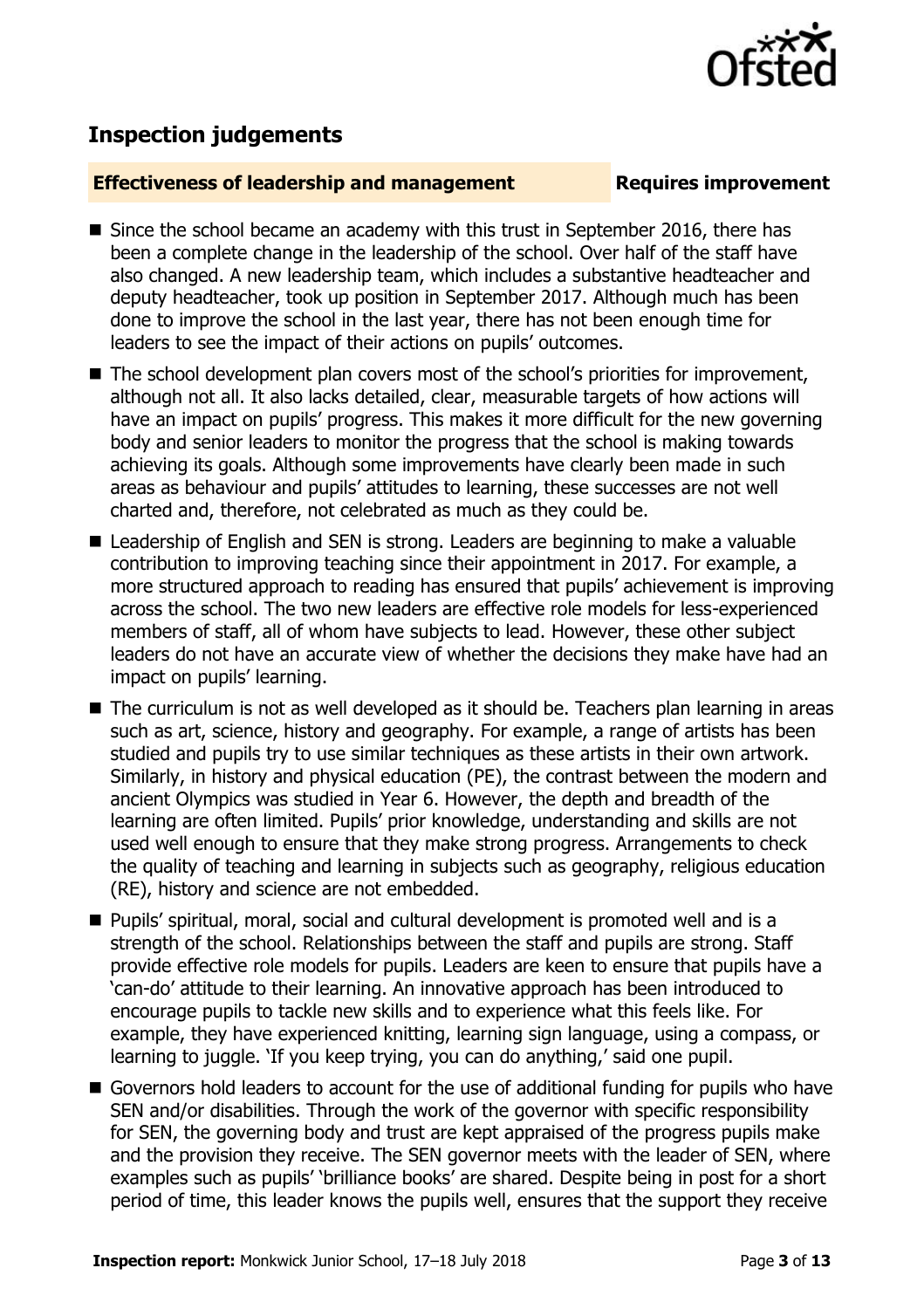## Inspection judgements

**Effectiveness of leadership and management** **Requires improvement**

- Since the school became an academy with this trust in September 2016, there has been a complete change in the leadership of the school. Over half of the staff have also changed. A new leadership team, which includes a substantive headteacher and deputy headteacher, took up position in September 2017. Although much has been done to improve the school in the last year, there has not been enough time for leaders to see the impact of their actions on pupils' outcomes.
- The school development plan covers most of the school's priorities for improvement, although not all. It also lacks detailed, clear, measurable targets of how actions will have an impact on pupils' progress. This makes it more difficult for the new governing body and senior leaders to monitor the progress that the school is making towards achieving its goals. Although some improvements have clearly been made in such areas as behaviour and pupils' attitudes to learning, these successes are not well charted and, therefore, not celebrated as much as they could be.
- Leadership of English and SEN is strong. Leaders are beginning to make a valuable contribution to improving teaching since their appointment in 2017. For example, a more structured approach to reading has ensured that pupils' achievement is improving across the school. The two new leaders are effective role models for less-experienced members of staff, all of whom have subjects to lead. However, these other subject leaders do not have an accurate view of whether the decisions they make have had an impact on pupils' learning.
- The curriculum is not as well developed as it should be. Teachers plan learning in areas such as art, science, history and geography. For example, a range of artists has been studied and pupils try to use similar techniques as these artists in their own artwork. Similarly, in history and physical education (PE), the contrast between the modern and ancient Olympics was studied in Year 6. However, the depth and breadth of the learning are often limited. Pupils' prior knowledge, understanding and skills are not used well enough to ensure that they make strong progress. Arrangements to check the quality of teaching and learning in subjects such as geography, religious education (RE), history and science are not embedded.
- Pupils' spiritual, moral, social and cultural development is promoted well and is a strength of the school. Relationships between the staff and pupils are strong. Staff provide effective role models for pupils. Leaders are keen to ensure that pupils have a 'can-do' attitude to their learning. An innovative approach has been introduced to encourage pupils to tackle new skills and to experience what this feels like. For example, they have experienced knitting, learning sign language, using a compass, or learning to juggle. 'If you keep trying, you can do anything,' said one pupil.
- Governors hold leaders to account for the use of additional funding for pupils who have SEN and/or disabilities. Through the work of the governor with specific responsibility for SEN, the governing body and trust are kept appraised of the progress pupils make and the provision they receive. The SEN governor meets with the leader of SEN, where examples such as pupils' 'brilliance books' are shared. Despite being in post for a short period of time, this leader knows the pupils well, ensures that the support they receive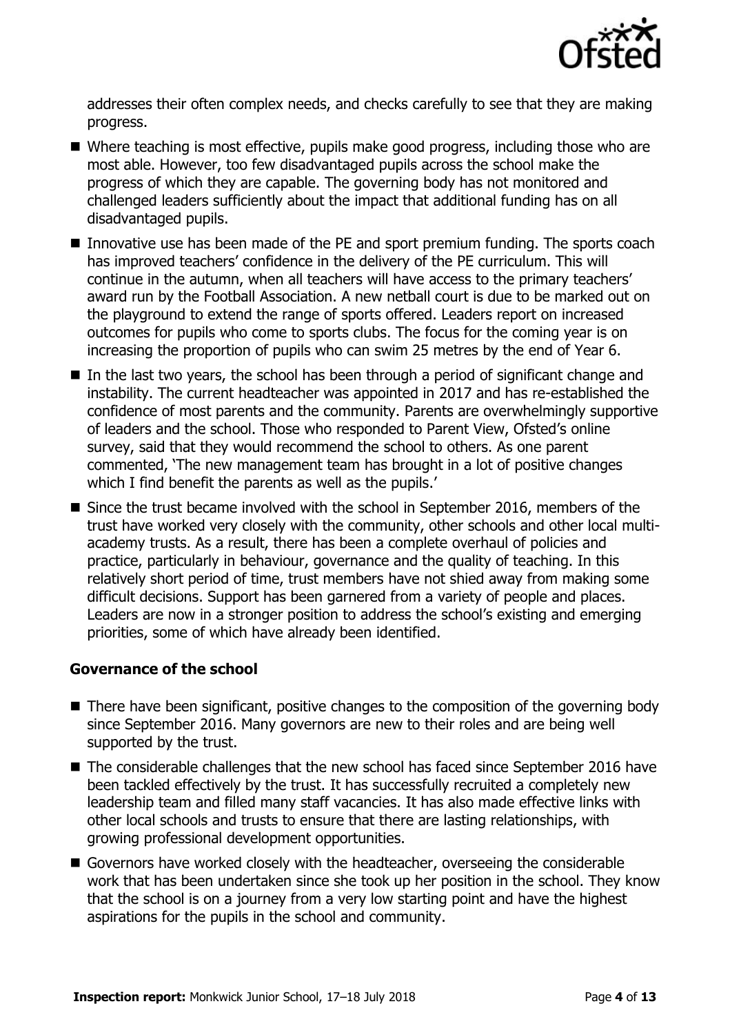addresses their often complex needs, and checks carefully to see that they are making progress.

- Where teaching is most effective, pupils make good progress, including those who are most able. However, too few disadvantaged pupils across the school make the progress of which they are capable. The governing body has not monitored and challenged leaders sufficiently about the impact that additional funding has on all disadvantaged pupils.
- Innovative use has been made of the PE and sport premium funding. The sports coach has improved teachers' confidence in the delivery of the PE curriculum. This will continue in the autumn, when all teachers will have access to the primary teachers' award run by the Football Association. A new netball court is due to be marked out on the playground to extend the range of sports offered. Leaders report on increased outcomes for pupils who come to sports clubs. The focus for the coming year is on increasing the proportion of pupils who can swim 25 metres by the end of Year 6.
- In the last two years, the school has been through a period of significant change and instability. The current headteacher was appointed in 2017 and has re-established the confidence of most parents and the community. Parents are overwhelmingly supportive of leaders and the school. Those who responded to Parent View, Ofsted's online survey, said that they would recommend the school to others. As one parent commented, 'The new management team has brought in a lot of positive changes which I find benefit the parents as well as the pupils.'
- Since the trust became involved with the school in September 2016, members of the trust have worked very closely with the community, other schools and other local multi-academy trusts. As a result, there has been a complete overhaul of policies and practice, particularly in behaviour, governance and the quality of teaching. In this relatively short period of time, trust members have not shied away from making some difficult decisions. Support has been garnered from a variety of people and places. Leaders are now in a stronger position to address the school's existing and emerging priorities, some of which have already been identified.

### Governance of the school

- There have been significant, positive changes to the composition of the governing body since September 2016. Many governors are new to their roles and are being well supported by the trust.
- The considerable challenges that the new school has faced since September 2016 have been tackled effectively by the trust. It has successfully recruited a completely new leadership team and filled many staff vacancies. It has also made effective links with other local schools and trusts to ensure that there are lasting relationships, with growing professional development opportunities.
- Governors have worked closely with the headteacher, overseeing the considerable work that has been undertaken since she took up her position in the school. They know that the school is on a journey from a very low starting point and have the highest aspirations for the pupils in the school and community.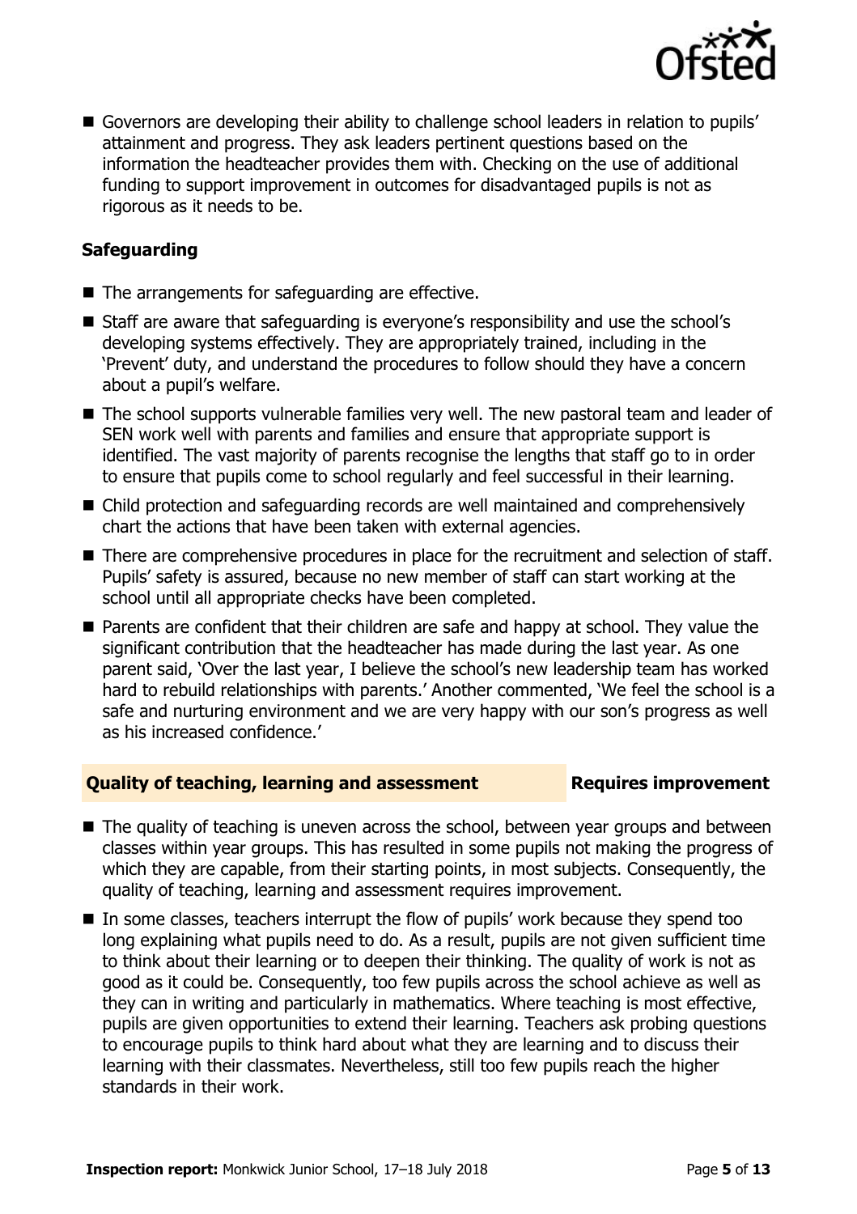- Governors are developing their ability to challenge school leaders in relation to pupils' attainment and progress. They ask leaders pertinent questions based on the information the headteacher provides them with. Checking on the use of additional funding to support improvement in outcomes for disadvantaged pupils is not as rigorous as it needs to be.

### Safeguarding

- The arrangements for safeguarding are effective.
- Staff are aware that safeguarding is everyone's responsibility and use the school's developing systems effectively. They are appropriately trained, including in the 'Prevent' duty, and understand the procedures to follow should they have a concern about a pupil's welfare.
- The school supports vulnerable families very well. The new pastoral team and leader of SEN work well with parents and families and ensure that appropriate support is identified. The vast majority of parents recognise the lengths that staff go to in order to ensure that pupils come to school regularly and feel successful in their learning.
- Child protection and safeguarding records are well maintained and comprehensively chart the actions that have been taken with external agencies.
- There are comprehensive procedures in place for the recruitment and selection of staff. Pupils' safety is assured, because no new member of staff can start working at the school until all appropriate checks have been completed.
- Parents are confident that their children are safe and happy at school. They value the significant contribution that the headteacher has made during the last year. As one parent said, 'Over the last year, I believe the school's new leadership team has worked hard to rebuild relationships with parents.' Another commented, 'We feel the school is a safe and nurturing environment and we are very happy with our son's progress as well as his increased confidence.'

## Quality of teaching, learning and assessment — Requires improvement

- The quality of teaching is uneven across the school, between year groups and between classes within year groups. This has resulted in some pupils not making the progress of which they are capable, from their starting points, in most subjects. Consequently, the quality of teaching, learning and assessment requires improvement.
- In some classes, teachers interrupt the flow of pupils' work because they spend too long explaining what pupils need to do. As a result, pupils are not given sufficient time to think about their learning or to deepen their thinking. The quality of work is not as good as it could be. Consequently, too few pupils across the school achieve as well as they can in writing and particularly in mathematics. Where teaching is most effective, pupils are given opportunities to extend their learning. Teachers ask probing questions to encourage pupils to think hard about what they are learning and to discuss their learning with their classmates. Nevertheless, still too few pupils reach the higher standards in their work.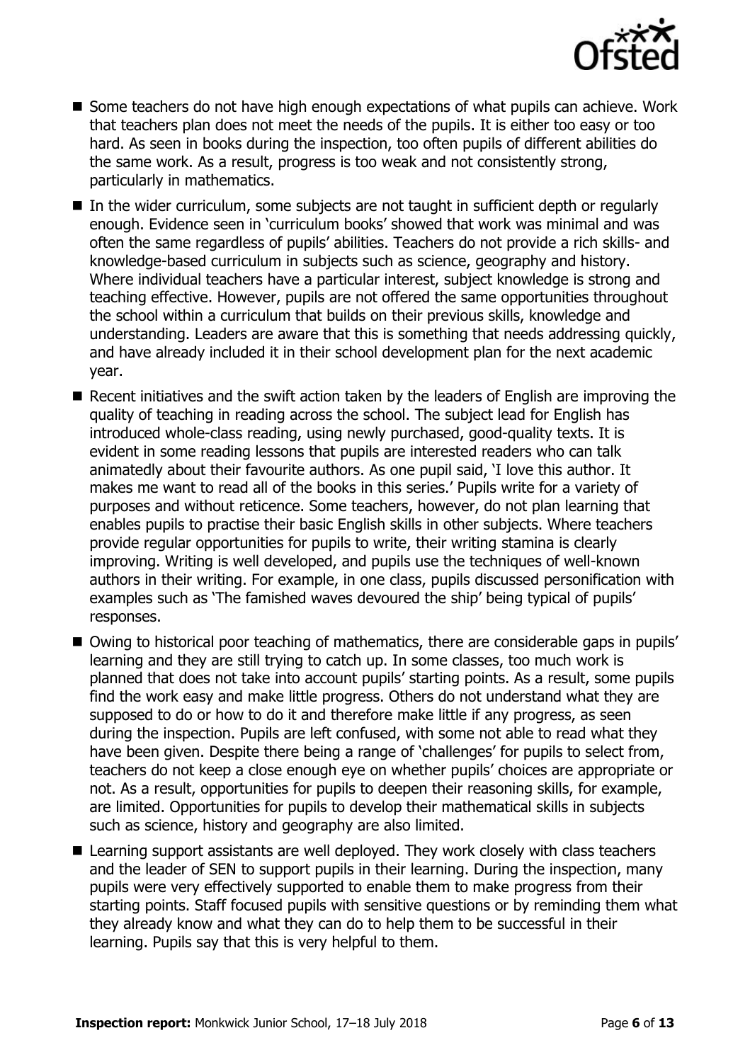- Some teachers do not have high enough expectations of what pupils can achieve. Work that teachers plan does not meet the needs of the pupils. It is either too easy or too hard. As seen in books during the inspection, too often pupils of different abilities do the same work. As a result, progress is too weak and not consistently strong, particularly in mathematics.
- In the wider curriculum, some subjects are not taught in sufficient depth or regularly enough. Evidence seen in 'curriculum books' showed that work was minimal and was often the same regardless of pupils' abilities. Teachers do not provide a rich skills- and knowledge-based curriculum in subjects such as science, geography and history. Where individual teachers have a particular interest, subject knowledge is strong and teaching effective. However, pupils are not offered the same opportunities throughout the school within a curriculum that builds on their previous skills, knowledge and understanding. Leaders are aware that this is something that needs addressing quickly, and have already included it in their school development plan for the next academic year.
- Recent initiatives and the swift action taken by the leaders of English are improving the quality of teaching in reading across the school. The subject lead for English has introduced whole-class reading, using newly purchased, good-quality texts. It is evident in some reading lessons that pupils are interested readers who can talk animatedly about their favourite authors. As one pupil said, 'I love this author. It makes me want to read all of the books in this series.' Pupils write for a variety of purposes and without reticence. Some teachers, however, do not plan learning that enables pupils to practise their basic English skills in other subjects. Where teachers provide regular opportunities for pupils to write, their writing stamina is clearly improving. Writing is well developed, and pupils use the techniques of well-known authors in their writing. For example, in one class, pupils discussed personification with examples such as 'The famished waves devoured the ship' being typical of pupils' responses.
- Owing to historical poor teaching of mathematics, there are considerable gaps in pupils' learning and they are still trying to catch up. In some classes, too much work is planned that does not take into account pupils' starting points. As a result, some pupils find the work easy and make little progress. Others do not understand what they are supposed to do or how to do it and therefore make little if any progress, as seen during the inspection. Pupils are left confused, with some not able to read what they have been given. Despite there being a range of 'challenges' for pupils to select from, teachers do not keep a close enough eye on whether pupils' choices are appropriate or not. As a result, opportunities for pupils to deepen their reasoning skills, for example, are limited. Opportunities for pupils to develop their mathematical skills in subjects such as science, history and geography are also limited.
- Learning support assistants are well deployed. They work closely with class teachers and the leader of SEN to support pupils in their learning. During the inspection, many pupils were very effectively supported to enable them to make progress from their starting points. Staff focused pupils with sensitive questions or by reminding them what they already know and what they can do to help them to be successful in their learning. Pupils say that this is very helpful to them.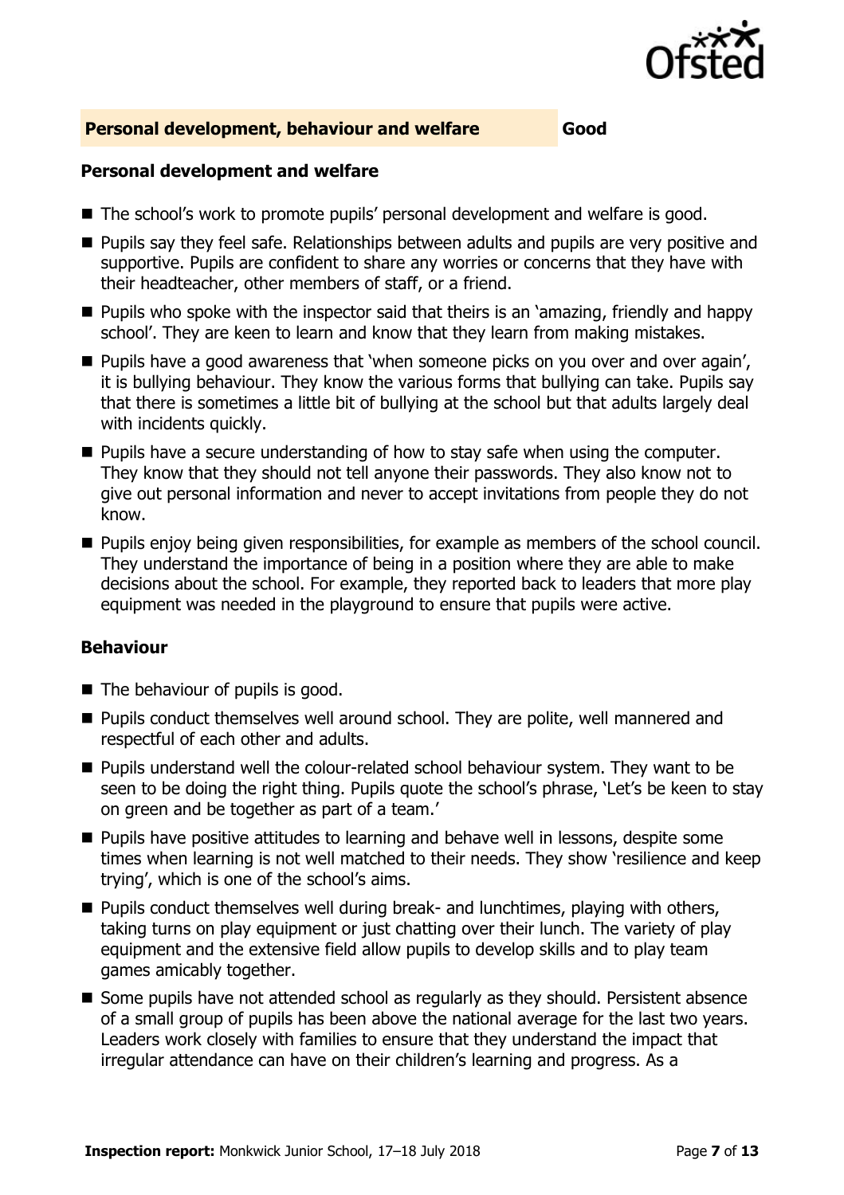## Personal development, behaviour and welfare — Good

### Personal development and welfare

- The school's work to promote pupils' personal development and welfare is good.
- Pupils say they feel safe. Relationships between adults and pupils are very positive and supportive. Pupils are confident to share any worries or concerns that they have with their headteacher, other members of staff, or a friend.
- Pupils who spoke with the inspector said that theirs is an 'amazing, friendly and happy school'. They are keen to learn and know that they learn from making mistakes.
- Pupils have a good awareness that 'when someone picks on you over and over again', it is bullying behaviour. They know the various forms that bullying can take. Pupils say that there is sometimes a little bit of bullying at the school but that adults largely deal with incidents quickly.
- Pupils have a secure understanding of how to stay safe when using the computer. They know that they should not tell anyone their passwords. They also know not to give out personal information and never to accept invitations from people they do not know.
- Pupils enjoy being given responsibilities, for example as members of the school council. They understand the importance of being in a position where they are able to make decisions about the school. For example, they reported back to leaders that more play equipment was needed in the playground to ensure that pupils were active.

### Behaviour

- The behaviour of pupils is good.
- Pupils conduct themselves well around school. They are polite, well mannered and respectful of each other and adults.
- Pupils understand well the colour-related school behaviour system. They want to be seen to be doing the right thing. Pupils quote the school's phrase, 'Let's be keen to stay on green and be together as part of a team.'
- Pupils have positive attitudes to learning and behave well in lessons, despite some times when learning is not well matched to their needs. They show 'resilience and keep trying', which is one of the school's aims.
- Pupils conduct themselves well during break- and lunchtimes, playing with others, taking turns on play equipment or just chatting over their lunch. The variety of play equipment and the extensive field allow pupils to develop skills and to play team games amicably together.
- Some pupils have not attended school as regularly as they should. Persistent absence of a small group of pupils has been above the national average for the last two years. Leaders work closely with families to ensure that they understand the impact that irregular attendance can have on their children's learning and progress. As a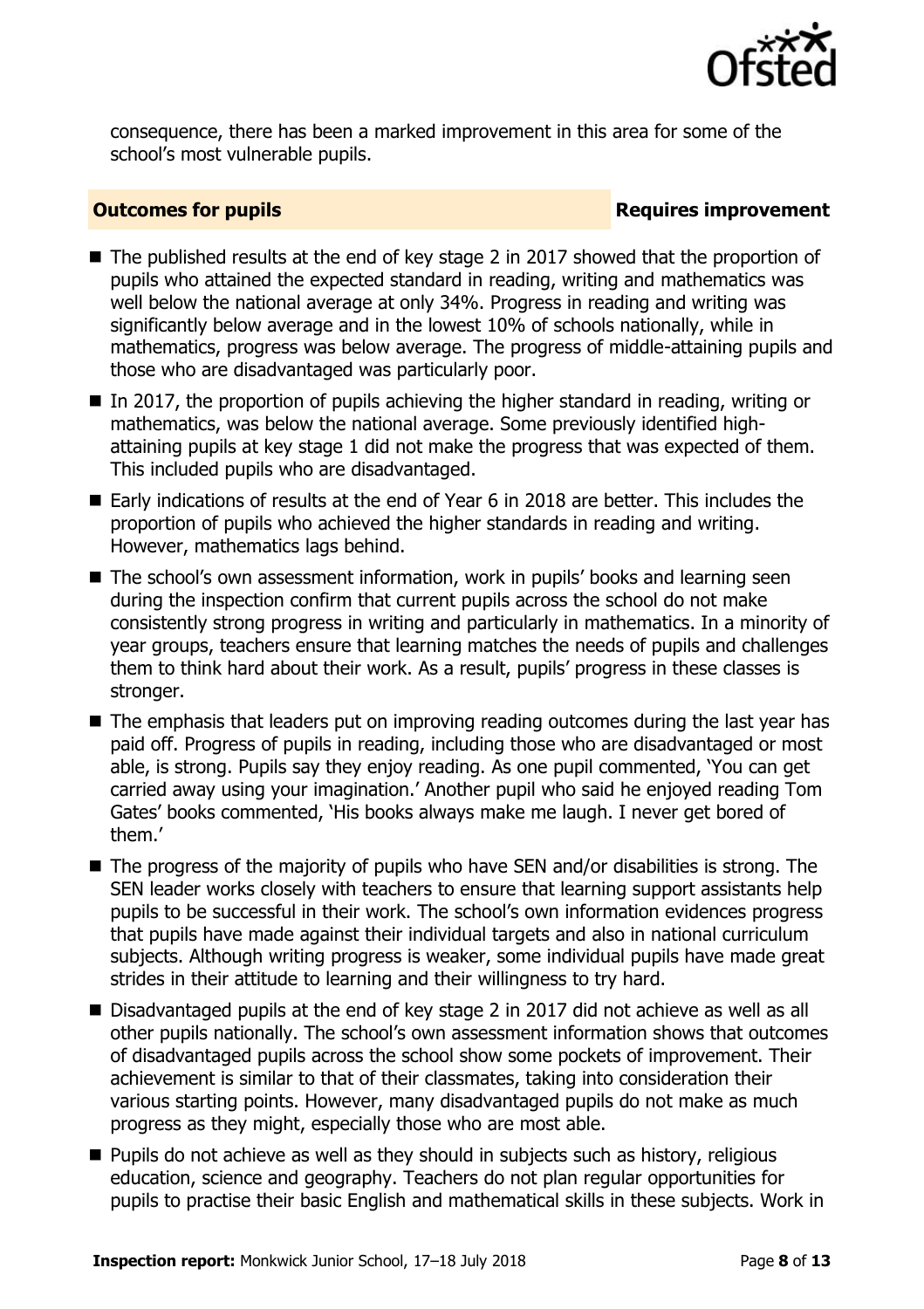consequence, there has been a marked improvement in this area for some of the school's most vulnerable pupils.

## Outcomes for pupils — Requires improvement

- The published results at the end of key stage 2 in 2017 showed that the proportion of pupils who attained the expected standard in reading, writing and mathematics was well below the national average at only 34%. Progress in reading and writing was significantly below average and in the lowest 10% of schools nationally, while in mathematics, progress was below average. The progress of middle-attaining pupils and those who are disadvantaged was particularly poor.
- In 2017, the proportion of pupils achieving the higher standard in reading, writing or mathematics, was below the national average. Some previously identified high-attaining pupils at key stage 1 did not make the progress that was expected of them. This included pupils who are disadvantaged.
- Early indications of results at the end of Year 6 in 2018 are better. This includes the proportion of pupils who achieved the higher standards in reading and writing. However, mathematics lags behind.
- The school's own assessment information, work in pupils' books and learning seen during the inspection confirm that current pupils across the school do not make consistently strong progress in writing and particularly in mathematics. In a minority of year groups, teachers ensure that learning matches the needs of pupils and challenges them to think hard about their work. As a result, pupils' progress in these classes is stronger.
- The emphasis that leaders put on improving reading outcomes during the last year has paid off. Progress of pupils in reading, including those who are disadvantaged or most able, is strong. Pupils say they enjoy reading. As one pupil commented, 'You can get carried away using your imagination.' Another pupil who said he enjoyed reading Tom Gates' books commented, 'His books always make me laugh. I never get bored of them.'
- The progress of the majority of pupils who have SEN and/or disabilities is strong. The SEN leader works closely with teachers to ensure that learning support assistants help pupils to be successful in their work. The school's own information evidences progress that pupils have made against their individual targets and also in national curriculum subjects. Although writing progress is weaker, some individual pupils have made great strides in their attitude to learning and their willingness to try hard.
- Disadvantaged pupils at the end of key stage 2 in 2017 did not achieve as well as all other pupils nationally. The school's own assessment information shows that outcomes of disadvantaged pupils across the school show some pockets of improvement. Their achievement is similar to that of their classmates, taking into consideration their various starting points. However, many disadvantaged pupils do not make as much progress as they might, especially those who are most able.
- Pupils do not achieve as well as they should in subjects such as history, religious education, science and geography. Teachers do not plan regular opportunities for pupils to practise their basic English and mathematical skills in these subjects. Work in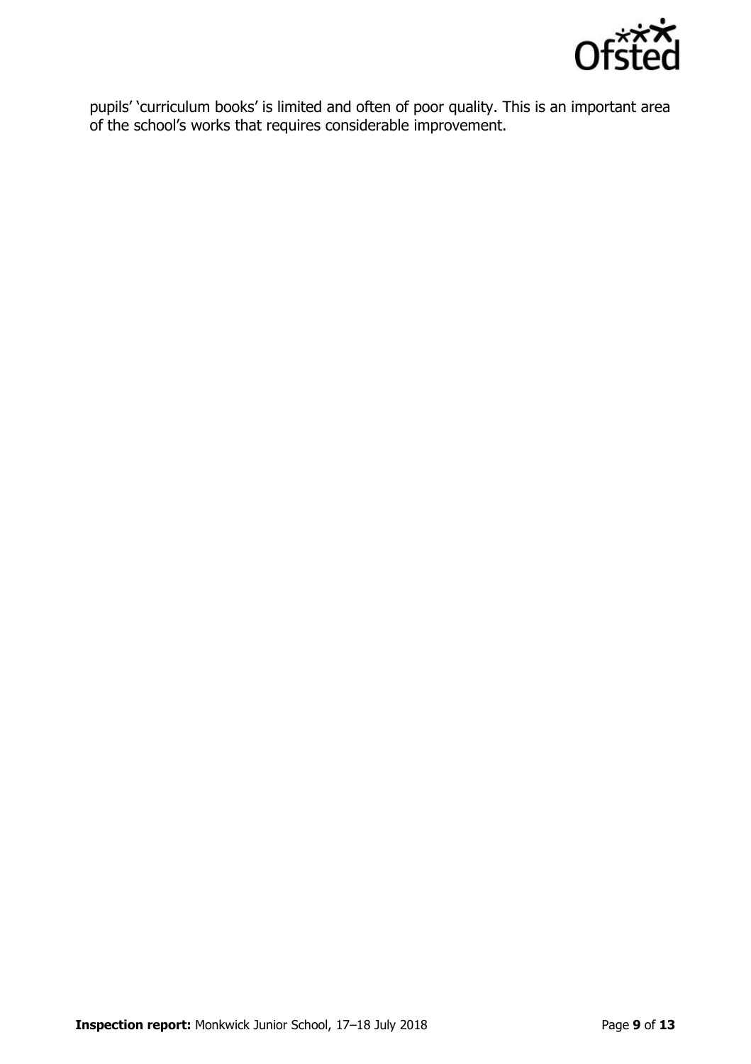pupils' 'curriculum books' is limited and often of poor quality. This is an important area of the school's works that requires considerable improvement.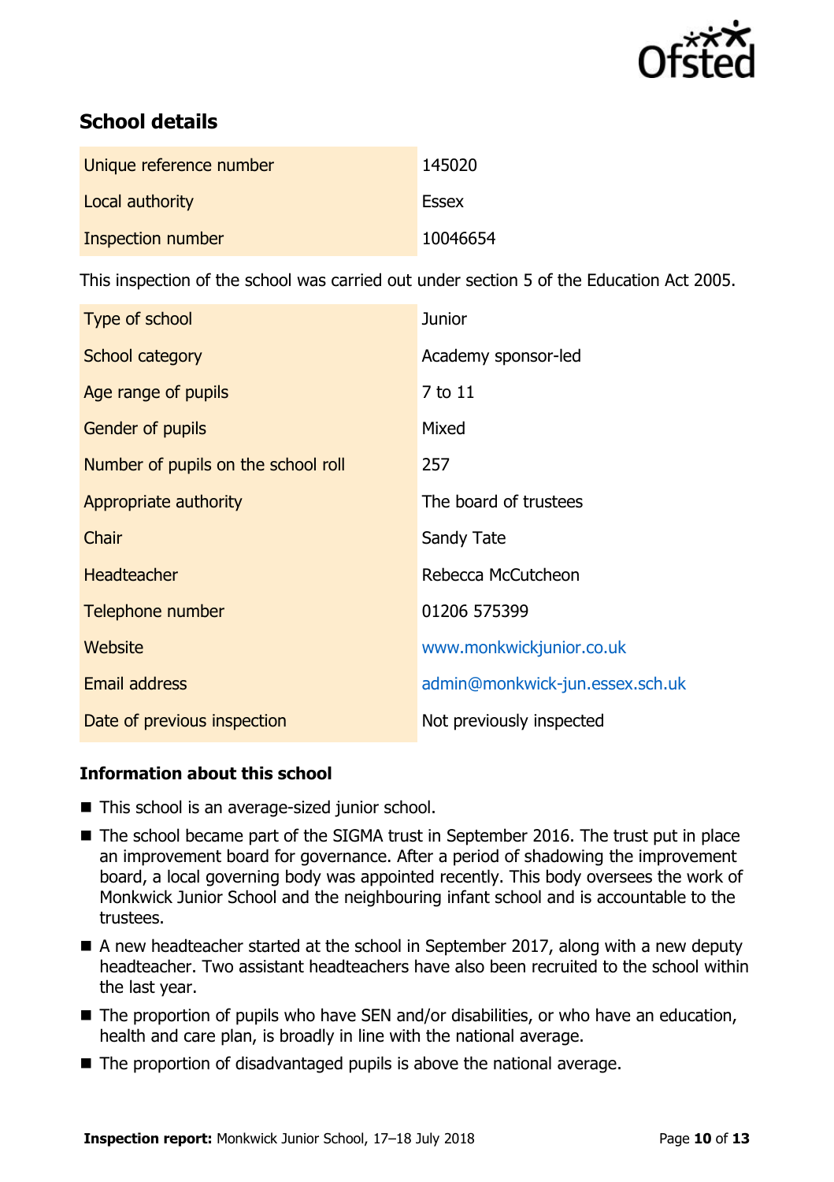## School details

| | |
|---|---|
| Unique reference number | 145020 |
| Local authority | Essex |
| Inspection number | 10046654 |

This inspection of the school was carried out under section 5 of the Education Act 2005.

| | |
|---|---|
| Type of school | Junior |
| School category | Academy sponsor-led |
| Age range of pupils | 7 to 11 |
| Gender of pupils | Mixed |
| Number of pupils on the school roll | 257 |
| Appropriate authority | The board of trustees |
| Chair | Sandy Tate |
| Headteacher | Rebecca McCutcheon |
| Telephone number | 01206 575399 |
| Website | www.monkwickjunior.co.uk |
| Email address | admin@monkwick-jun.essex.sch.uk |
| Date of previous inspection | Not previously inspected |

### Information about this school

- This school is an average-sized junior school.
- The school became part of the SIGMA trust in September 2016. The trust put in place an improvement board for governance. After a period of shadowing the improvement board, a local governing body was appointed recently. This body oversees the work of Monkwick Junior School and the neighbouring infant school and is accountable to the trustees.
- A new headteacher started at the school in September 2017, along with a new deputy headteacher. Two assistant headteachers have also been recruited to the school within the last year.
- The proportion of pupils who have SEN and/or disabilities, or who have an education, health and care plan, is broadly in line with the national average.
- The proportion of disadvantaged pupils is above the national average.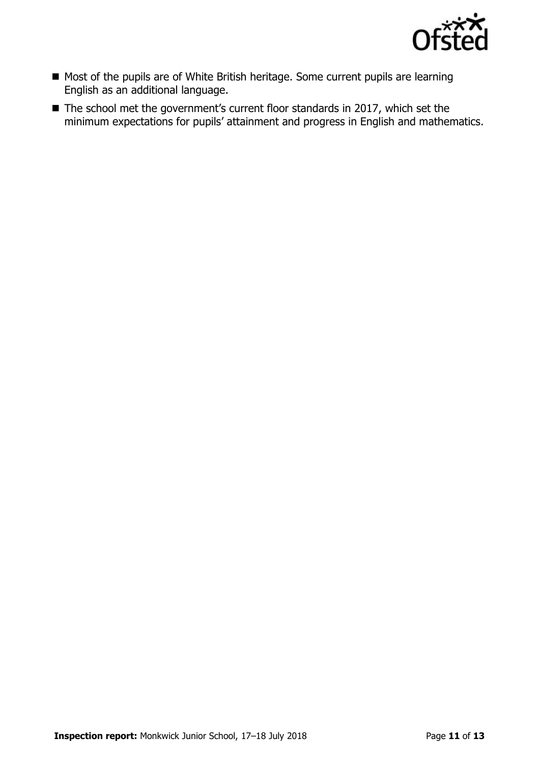- Most of the pupils are of White British heritage. Some current pupils are learning English as an additional language.
- The school met the government's current floor standards in 2017, which set the minimum expectations for pupils' attainment and progress in English and mathematics.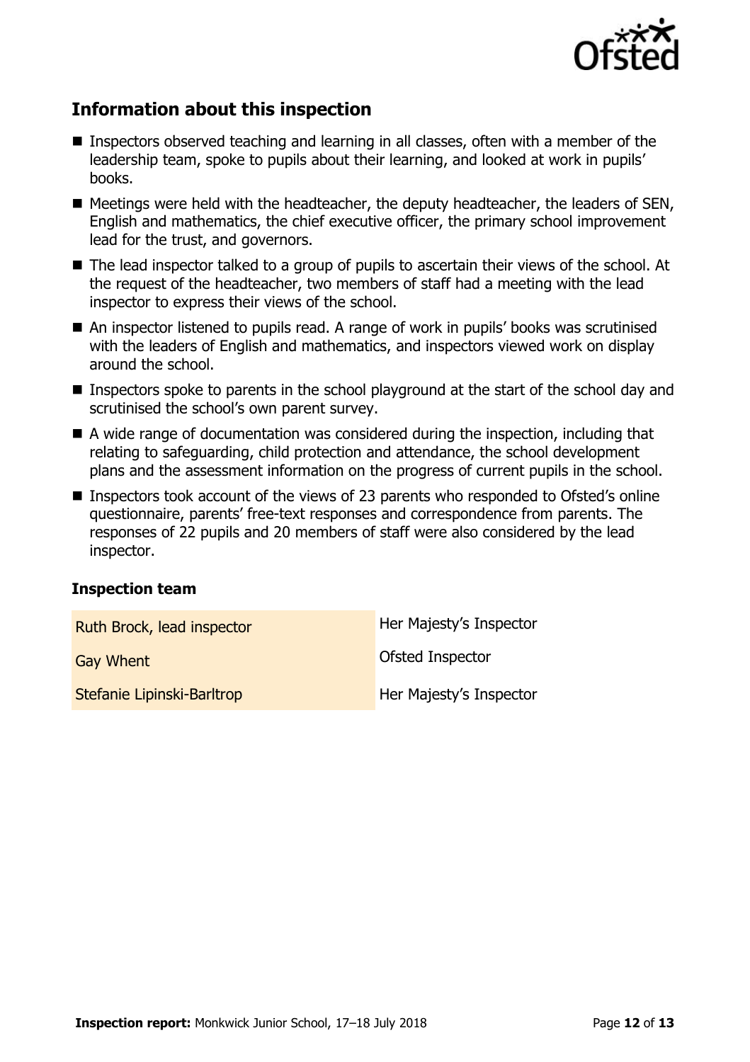## Information about this inspection

- Inspectors observed teaching and learning in all classes, often with a member of the leadership team, spoke to pupils about their learning, and looked at work in pupils' books.
- Meetings were held with the headteacher, the deputy headteacher, the leaders of SEN, English and mathematics, the chief executive officer, the primary school improvement lead for the trust, and governors.
- The lead inspector talked to a group of pupils to ascertain their views of the school. At the request of the headteacher, two members of staff had a meeting with the lead inspector to express their views of the school.
- An inspector listened to pupils read. A range of work in pupils' books was scrutinised with the leaders of English and mathematics, and inspectors viewed work on display around the school.
- Inspectors spoke to parents in the school playground at the start of the school day and scrutinised the school's own parent survey.
- A wide range of documentation was considered during the inspection, including that relating to safeguarding, child protection and attendance, the school development plans and the assessment information on the progress of current pupils in the school.
- Inspectors took account of the views of 23 parents who responded to Ofsted's online questionnaire, parents' free-text responses and correspondence from parents. The responses of 22 pupils and 20 members of staff were also considered by the lead inspector.

### Inspection team

| | |
|---|---|
| Ruth Brock, lead inspector | Her Majesty's Inspector |
| Gay Whent | Ofsted Inspector |
| Stefanie Lipinski-Barltrop | Her Majesty's Inspector |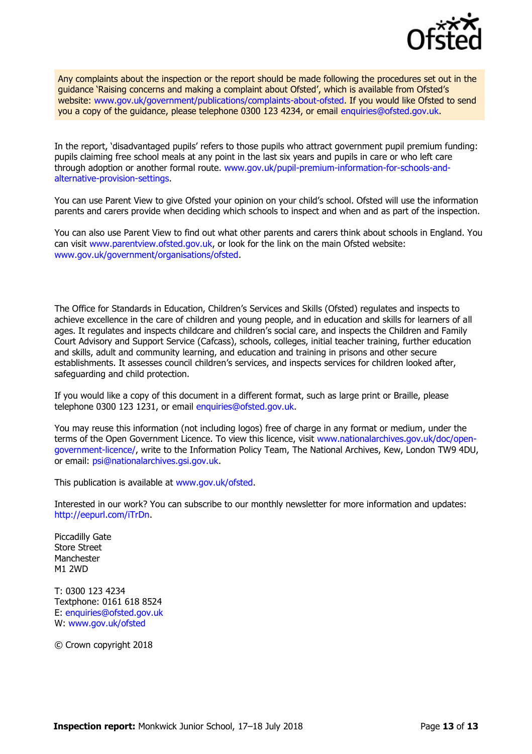Any complaints about the inspection or the report should be made following the procedures set out in the guidance 'Raising concerns and making a complaint about Ofsted', which is available from Ofsted's website: www.gov.uk/government/publications/complaints-about-ofsted. If you would like Ofsted to send you a copy of the guidance, please telephone 0300 123 4234, or email enquiries@ofsted.gov.uk.

In the report, 'disadvantaged pupils' refers to those pupils who attract government pupil premium funding: pupils claiming free school meals at any point in the last six years and pupils in care or who left care through adoption or another formal route. www.gov.uk/pupil-premium-information-for-schools-and-alternative-provision-settings.

You can use Parent View to give Ofsted your opinion on your child's school. Ofsted will use the information parents and carers provide when deciding which schools to inspect and when and as part of the inspection.

You can also use Parent View to find out what other parents and carers think about schools in England. You can visit www.parentview.ofsted.gov.uk, or look for the link on the main Ofsted website: www.gov.uk/government/organisations/ofsted.

The Office for Standards in Education, Children's Services and Skills (Ofsted) regulates and inspects to achieve excellence in the care of children and young people, and in education and skills for learners of all ages. It regulates and inspects childcare and children's social care, and inspects the Children and Family Court Advisory and Support Service (Cafcass), schools, colleges, initial teacher training, further education and skills, adult and community learning, and education and training in prisons and other secure establishments. It assesses council children's services, and inspects services for children looked after, safeguarding and child protection.

If you would like a copy of this document in a different format, such as large print or Braille, please telephone 0300 123 1231, or email enquiries@ofsted.gov.uk.

You may reuse this information (not including logos) free of charge in any format or medium, under the terms of the Open Government Licence. To view this licence, visit www.nationalarchives.gov.uk/doc/open-government-licence/, write to the Information Policy Team, The National Archives, Kew, London TW9 4DU, or email: psi@nationalarchives.gsi.gov.uk.

This publication is available at www.gov.uk/ofsted.

Interested in our work? You can subscribe to our monthly newsletter for more information and updates: http://eepurl.com/iTrDn.

Piccadilly Gate  
Store Street  
Manchester  
M1 2WD

T: 0300 123 4234  
Textphone: 0161 618 8524  
E: enquiries@ofsted.gov.uk  
W: www.gov.uk/ofsted

© Crown copyright 2018